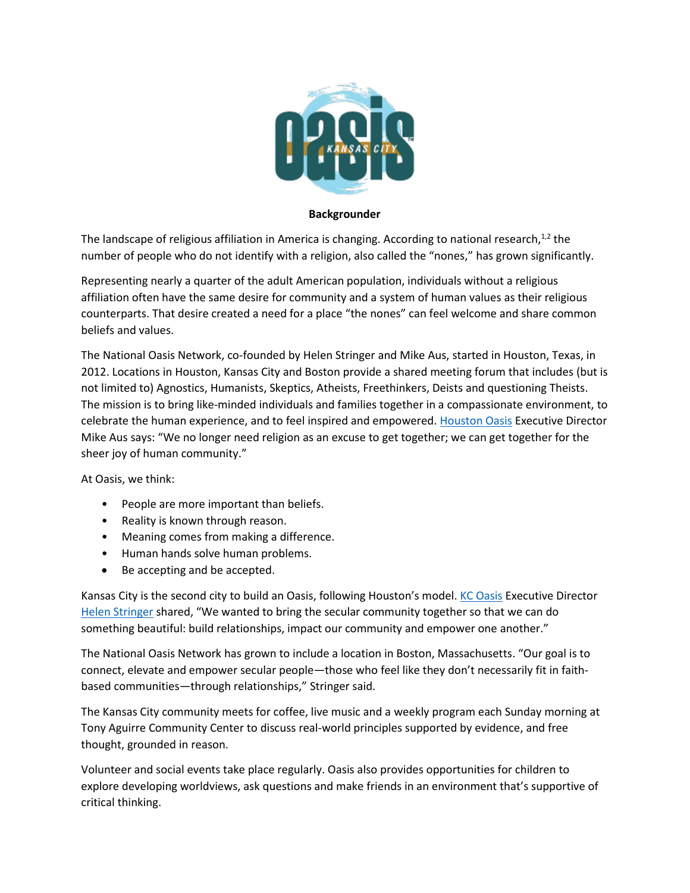**Backgrounder**

The landscape of religious affiliation in America is changing. According to national research,[1,2] the number of people who do not identify with a religion, also called the "nones," has grown significantly.

Representing nearly a quarter of the adult American population, individuals without a religious affiliation often have the same desire for community and a system of human values as their religious counterparts. That desire created a need for a place "the nones" can feel welcome and share common beliefs and values.

The National Oasis Network, co-founded by Helen Stringer and Mike Aus, started in Houston, Texas, in 2012. Locations in Houston, Kansas City and Boston provide a shared meeting forum that includes (but is not limited to) Agnostics, Humanists, Skeptics, Atheists, Freethinkers, Deists and questioning Theists. The mission is to bring like-minded individuals and families together in a compassionate environment, to celebrate the human experience, and to feel inspired and empowered. Houston Oasis Executive Director Mike Aus says: "We no longer need religion as an excuse to get together; we can get together for the sheer joy of human community."

At Oasis, we think:

- People are more important than beliefs.
- Reality is known through reason.
- Meaning comes from making a difference.
- Human hands solve human problems.
- Be accepting and be accepted.

Kansas City is the second city to build an Oasis, following Houston's model. KC Oasis Executive Director Helen Stringer shared, "We wanted to bring the secular community together so that we can do something beautiful: build relationships, impact our community and empower one another."

The National Oasis Network has grown to include a location in Boston, Massachusetts. "Our goal is to connect, elevate and empower secular people—those who feel like they don't necessarily fit in faith-based communities—through relationships," Stringer said.

The Kansas City community meets for coffee, live music and a weekly program each Sunday morning at Tony Aguirre Community Center to discuss real-world principles supported by evidence, and free thought, grounded in reason.

Volunteer and social events take place regularly. Oasis also provides opportunities for children to explore developing worldviews, ask questions and make friends in an environment that's supportive of critical thinking.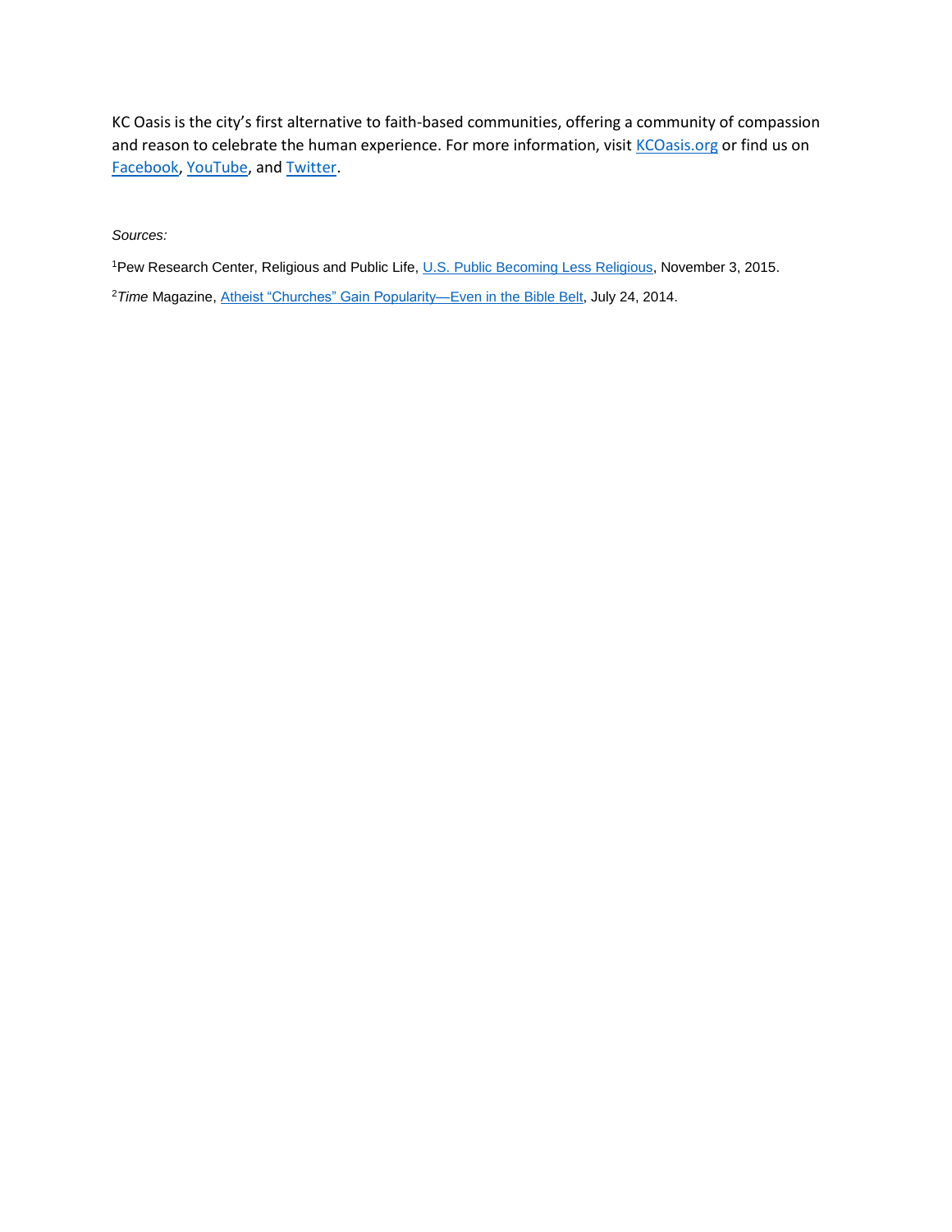KC Oasis is the city's first alternative to faith-based communities, offering a community of compassion and reason to celebrate the human experience. For more information, visit KCOasis.org or find us on Facebook, YouTube, and Twitter.

*Sources:*

[1]Pew Research Center, Religious and Public Life, U.S. Public Becoming Less Religious, November 3, 2015.

[2]*Time* Magazine, Atheist "Churches" Gain Popularity—Even in the Bible Belt, July 24, 2014.